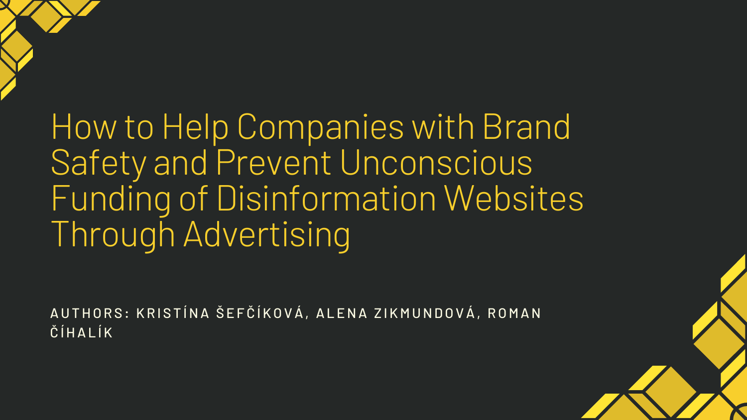# How to Help Companies with Brand Safety and Prevent Unconscious Funding of Disinformation Websites Through Advertising

AUTHORS: KRISTÍNA ŠEFČÍKOVÁ, ALENA ZIKMUNDOVÁ, ROMAN ČÍHALÍK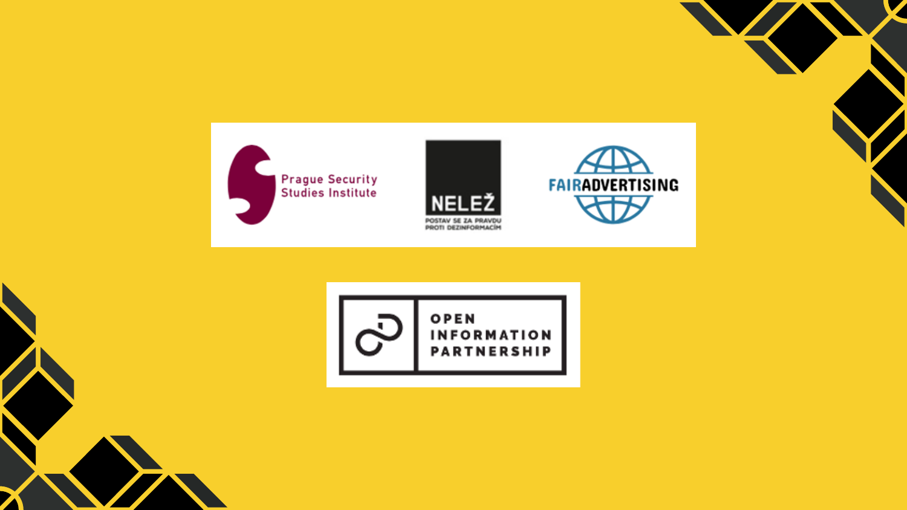Prague Security Studies Institute

NELEŽ

POSTAV SE ZA PRAVDU PROTI DEZINFORMACÍM

FAIRADVERTISING

OPEN INFORMATION PARTNERSHIP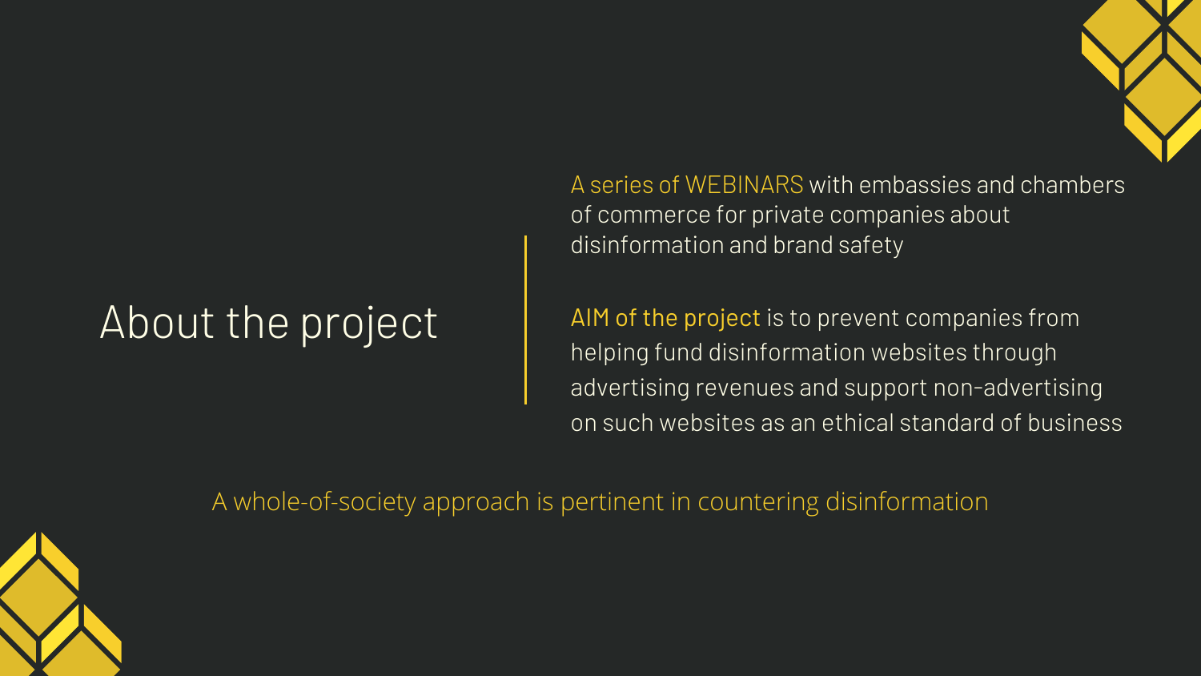# About the project

A series of WEBINARS with embassies and chambers of commerce for private companies about disinformation and brand safety

AIM of the project is to prevent companies from helping fund disinformation websites through advertising revenues and support non-advertising on such websites as an ethical standard of business

A whole-of-society approach is pertinent in countering disinformation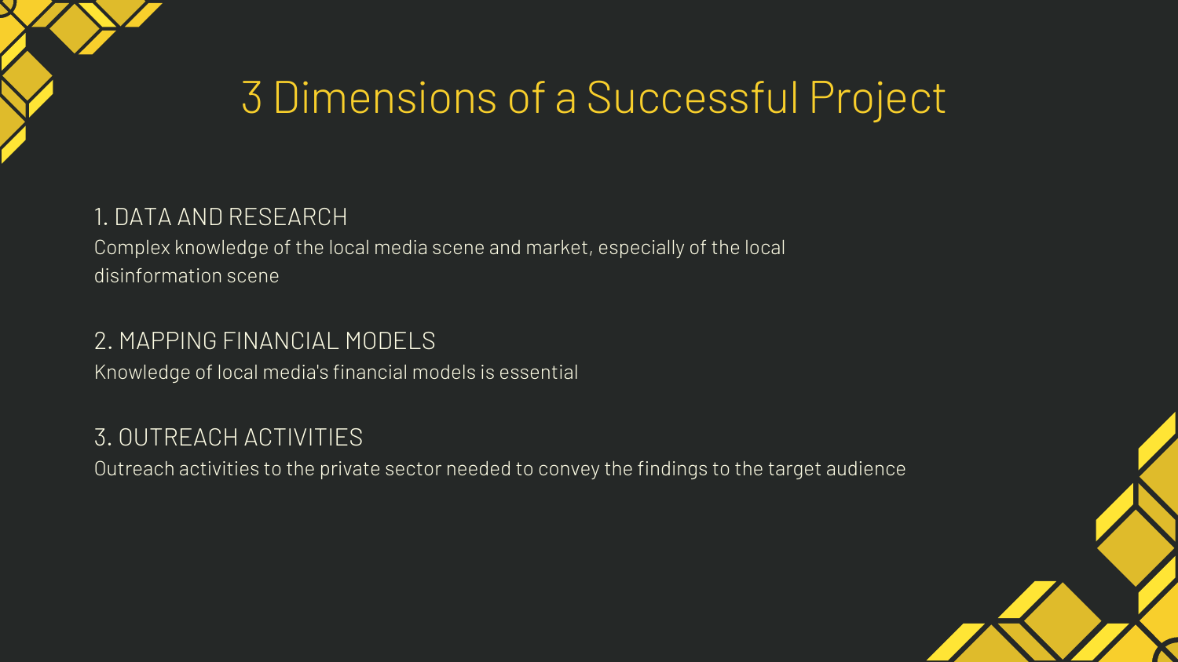# 3 Dimensions of a Successful Project

### 1. DATA AND RESEARCH

Complex knowledge of the local media scene and market, especially of the local disinformation scene

### 2. MAPPING FINANCIAL MODELS

Knowledge of local media's financial models is essential

### 3. OUTREACH ACTIVITIES

Outreach activities to the private sector needed to convey the findings to the target audience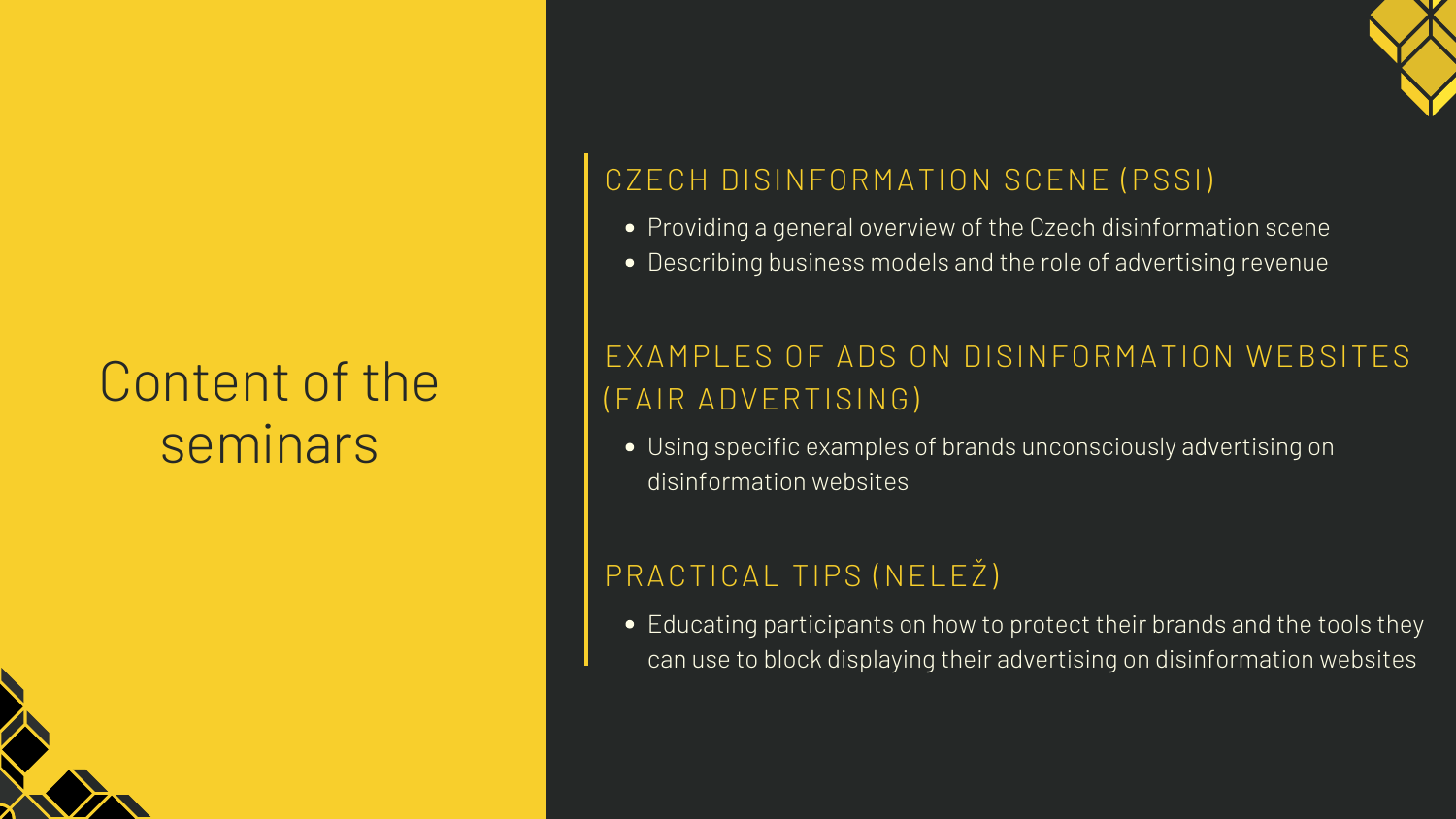# Content of the seminars

## CZECH DISINFORMATION SCENE (PSSI)

- Providing a general overview of the Czech disinformation scene
- Describing business models and the role of advertising revenue

## EXAMPLES OF ADS ON DISINFORMATION WEBSITES (FAIR ADVERTISING)

- Using specific examples of brands unconsciously advertising on disinformation websites

## PRACTICAL TIPS (NELEŽ)

- Educating participants on how to protect their brands and the tools they can use to block displaying their advertising on disinformation websites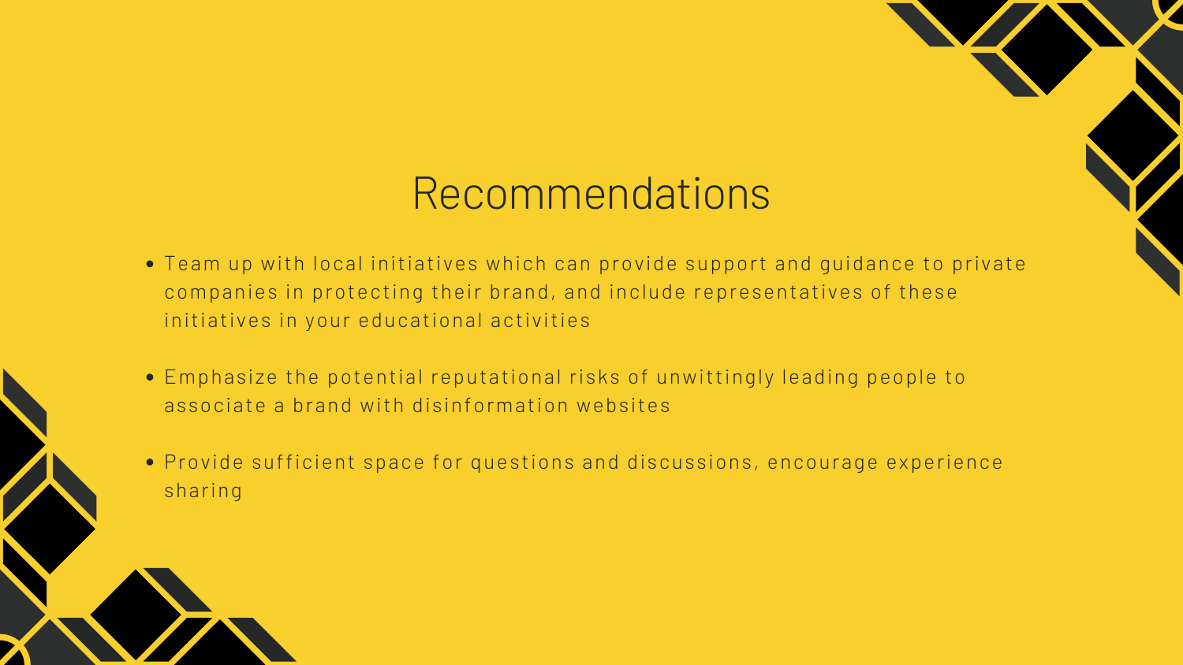# Recommendations

- Team up with local initiatives which can provide support and guidance to private companies in protecting their brand, and include representatives of these initiatives in your educational activities
- Emphasize the potential reputational risks of unwittingly leading people to associate a brand with disinformation websites
- Provide sufficient space for questions and discussions, encourage experience sharing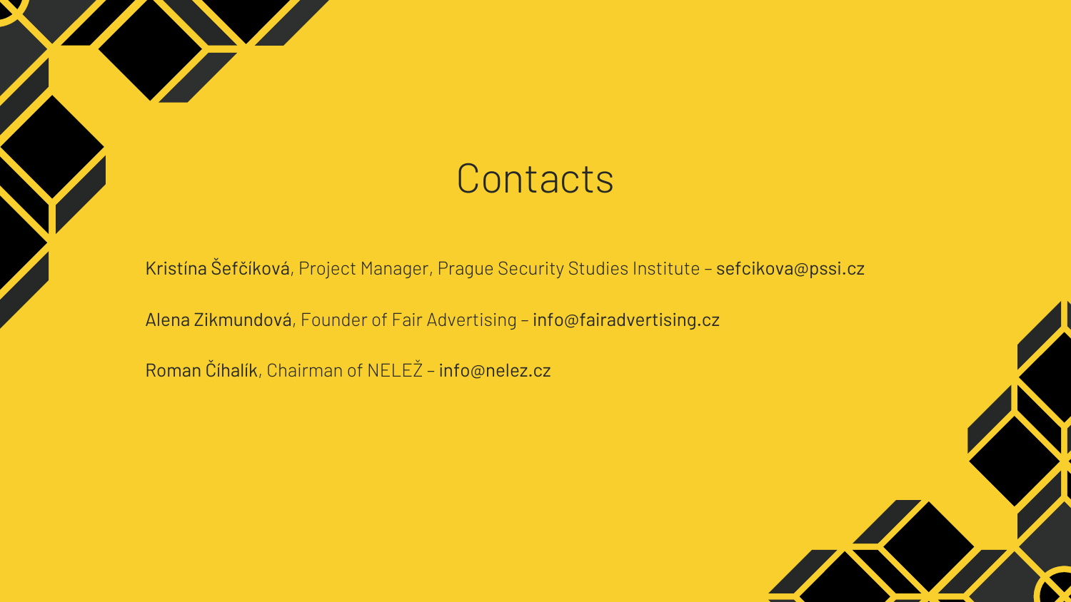# Contacts

Kristína Šefčíková, Project Manager, Prague Security Studies Institute – sefcikova@pssi.cz

Alena Zikmundová, Founder of Fair Advertising – info@fairadvertising.cz

Roman Číhalík, Chairman of NELEŽ – info@nelez.cz